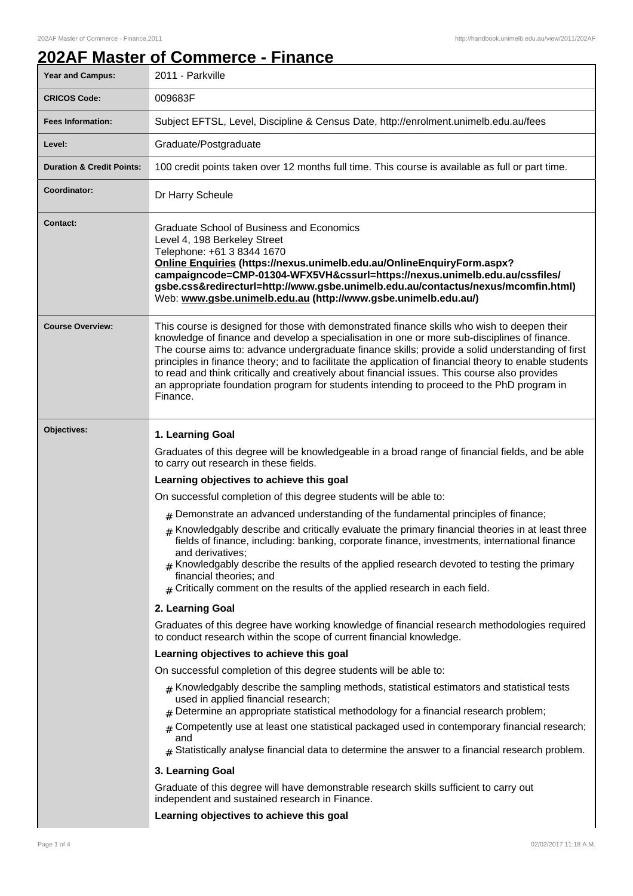# 202AF Master of Commerce - Finance

| | |
|---|---|
| **Year and Campus:** | 2011 - Parkville |
| **CRICOS Code:** | 009683F |
| **Fees Information:** | Subject EFTSL, Level, Discipline & Census Date, http://enrolment.unimelb.edu.au/fees |
| **Level:** | Graduate/Postgraduate |
| **Duration & Credit Points:** | 100 credit points taken over 12 months full time. This course is available as full or part time. |
| **Coordinator:** | Dr Harry Scheule |
| **Contact:** | Graduate School of Business and Economics<br>Level 4, 198 Berkeley Street<br>Telephone: +61 3 8344 1670<br>**Online Enquiries (https://nexus.unimelb.edu.au/OnlineEnquiryForm.aspx?campaigncode=CMP-01304-WFX5VH&cssurl=https://nexus.unimelb.edu.au/cssfiles/gsbe.css&redirecturl=http://www.gsbe.unimelb.edu.au/contactus/nexus/mcomfin.html)**<br>Web: **www.gsbe.unimelb.edu.au (http://www.gsbe.unimelb.edu.au/)** |
| **Course Overview:** | This course is designed for those with demonstrated finance skills who wish to deepen their knowledge of finance and develop a specialisation in one or more sub-disciplines of finance. The course aims to: advance undergraduate finance skills; provide a solid understanding of first principles in finance theory; and to facilitate the application of financial theory to enable students to read and think critically and creatively about financial issues. This course also provides an appropriate foundation program for students intending to proceed to the PhD program in Finance. |

**Objectives:**

**1. Learning Goal**

Graduates of this degree will be knowledgeable in a broad range of financial fields, and be able to carry out research in these fields.

**Learning objectives to achieve this goal**

On successful completion of this degree students will be able to:

- Demonstrate an advanced understanding of the fundamental principles of finance;
- Knowledgably describe and critically evaluate the primary financial theories in at least three fields of finance, including: banking, corporate finance, investments, international finance and derivatives;
- Knowledgably describe the results of the applied research devoted to testing the primary financial theories; and
- Critically comment on the results of the applied research in each field.

**2. Learning Goal**

Graduates of this degree have working knowledge of financial research methodologies required to conduct research within the scope of current financial knowledge.

**Learning objectives to achieve this goal**

On successful completion of this degree students will be able to:

- Knowledgably describe the sampling methods, statistical estimators and statistical tests used in applied financial research;
- Determine an appropriate statistical methodology for a financial research problem;
- Competently use at least one statistical packaged used in contemporary financial research; and
- Statistically analyse financial data to determine the answer to a financial research problem.

**3. Learning Goal**

Graduate of this degree will have demonstrable research skills sufficient to carry out independent and sustained research in Finance.

**Learning objectives to achieve this goal**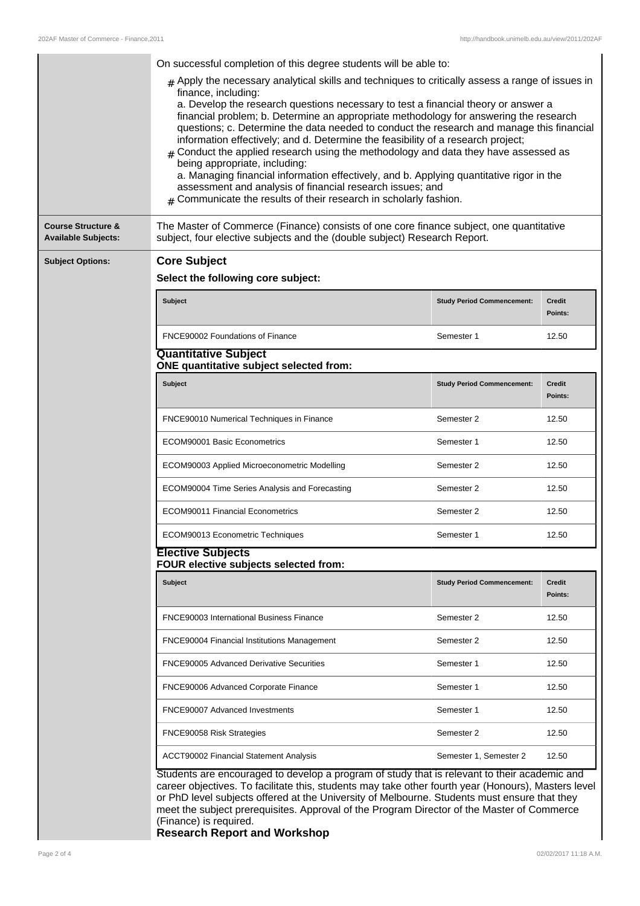On successful completion of this degree students will be able to:

- Apply the necessary analytical skills and techniques to critically assess a range of issues in finance, including:
  a. Develop the research questions necessary to test a financial theory or answer a financial problem; b. Determine an appropriate methodology for answering the research questions; c. Determine the data needed to conduct the research and manage this financial information effectively; and d. Determine the feasibility of a research project;
- Conduct the applied research using the methodology and data they have assessed as being appropriate, including:
  a. Managing financial information effectively, and b. Applying quantitative rigor in the assessment and analysis of financial research issues; and
- Communicate the results of their research in scholarly fashion.

**Course Structure & Available Subjects:**

The Master of Commerce (Finance) consists of one core finance subject, one quantitative subject, four elective subjects and the (double subject) Research Report.

**Subject Options:**

## Core Subject

### Select the following core subject:

| Subject | Study Period Commencement: | Credit Points: |
| --- | --- | --- |
| FNCE90002 Foundations of Finance | Semester 1 | 12.50 |

## Quantitative Subject

### ONE quantitative subject selected from:

| Subject | Study Period Commencement: | Credit Points: |
| --- | --- | --- |
| FNCE90010 Numerical Techniques in Finance | Semester 2 | 12.50 |
| ECOM90001 Basic Econometrics | Semester 1 | 12.50 |
| ECOM90003 Applied Microeconometric Modelling | Semester 2 | 12.50 |
| ECOM90004 Time Series Analysis and Forecasting | Semester 2 | 12.50 |
| ECOM90011 Financial Econometrics | Semester 2 | 12.50 |
| ECOM90013 Econometric Techniques | Semester 1 | 12.50 |

## Elective Subjects

### FOUR elective subjects selected from:

| Subject | Study Period Commencement: | Credit Points: |
| --- | --- | --- |
| FNCE90003 International Business Finance | Semester 2 | 12.50 |
| FNCE90004 Financial Institutions Management | Semester 2 | 12.50 |
| FNCE90005 Advanced Derivative Securities | Semester 1 | 12.50 |
| FNCE90006 Advanced Corporate Finance | Semester 1 | 12.50 |
| FNCE90007 Advanced Investments | Semester 1 | 12.50 |
| FNCE90058 Risk Strategies | Semester 2 | 12.50 |
| ACCT90002 Financial Statement Analysis | Semester 1, Semester 2 | 12.50 |

Students are encouraged to develop a program of study that is relevant to their academic and career objectives. To facilitate this, students may take other fourth year (Honours), Masters level or PhD level subjects offered at the University of Melbourne. Students must ensure that they meet the subject prerequisites. Approval of the Program Director of the Master of Commerce (Finance) is required.

## Research Report and Workshop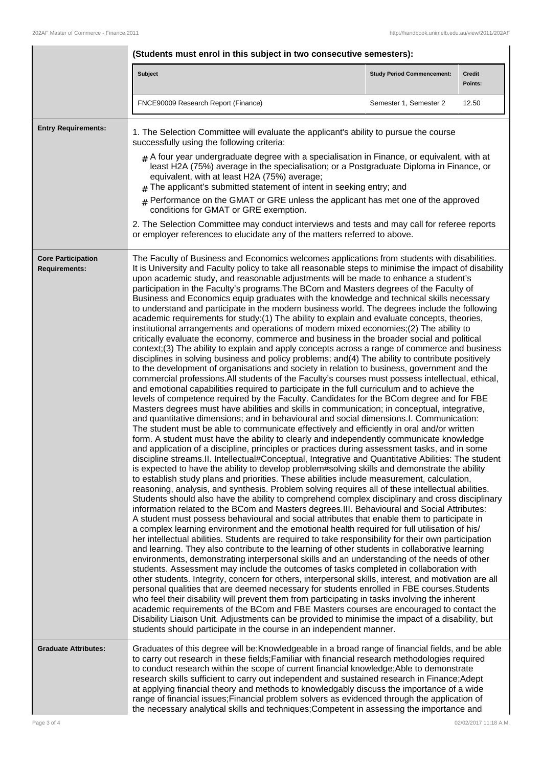**(Students must enrol in this subject in two consecutive semesters):**

| Subject | Study Period Commencement: | Credit Points: |
| --- | --- | --- |
| FNCE90009 Research Report (Finance) | Semester 1, Semester 2 | 12.50 |

**Entry Requirements:**

1. The Selection Committee will evaluate the applicant's ability to pursue the course successfully using the following criteria:

- A four year undergraduate degree with a specialisation in Finance, or equivalent, with at least H2A (75%) average in the specialisation; or a Postgraduate Diploma in Finance, or equivalent, with at least H2A (75%) average;
- The applicant's submitted statement of intent in seeking entry; and
- Performance on the GMAT or GRE unless the applicant has met one of the approved conditions for GMAT or GRE exemption.

2. The Selection Committee may conduct interviews and tests and may call for referee reports or employer references to elucidate any of the matters referred to above.

**Core Participation Requirements:**

The Faculty of Business and Economics welcomes applications from students with disabilities. It is University and Faculty policy to take all reasonable steps to minimise the impact of disability upon academic study, and reasonable adjustments will be made to enhance a student's participation in the Faculty's programs.The BCom and Masters degrees of the Faculty of Business and Economics equip graduates with the knowledge and technical skills necessary to understand and participate in the modern business world. The degrees include the following academic requirements for study:(1) The ability to explain and evaluate concepts, theories, institutional arrangements and operations of modern mixed economies;(2) The ability to critically evaluate the economy, commerce and business in the broader social and political context;(3) The ability to explain and apply concepts across a range of commerce and business disciplines in solving business and policy problems; and(4) The ability to contribute positively to the development of organisations and society in relation to business, government and the commercial professions.All students of the Faculty's courses must possess intellectual, ethical, and emotional capabilities required to participate in the full curriculum and to achieve the levels of competence required by the Faculty. Candidates for the BCom degree and for FBE Masters degrees must have abilities and skills in communication; in conceptual, integrative, and quantitative dimensions; and in behavioural and social dimensions.I. Communication: The student must be able to communicate effectively and efficiently in oral and/or written form. A student must have the ability to clearly and independently communicate knowledge and application of a discipline, principles or practices during assessment tasks, and in some discipline streams.II. Intellectual#Conceptual, Integrative and Quantitative Abilities: The student is expected to have the ability to develop problem#solving skills and demonstrate the ability to establish study plans and priorities. These abilities include measurement, calculation, reasoning, analysis, and synthesis. Problem solving requires all of these intellectual abilities. Students should also have the ability to comprehend complex disciplinary and cross disciplinary information related to the BCom and Masters degrees.III. Behavioural and Social Attributes: A student must possess behavioural and social attributes that enable them to participate in a complex learning environment and the emotional health required for full utilisation of his/her intellectual abilities. Students are required to take responsibility for their own participation and learning. They also contribute to the learning of other students in collaborative learning environments, demonstrating interpersonal skills and an understanding of the needs of other students. Assessment may include the outcomes of tasks completed in collaboration with other students. Integrity, concern for others, interpersonal skills, interest, and motivation are all personal qualities that are deemed necessary for students enrolled in FBE courses.Students who feel their disability will prevent them from participating in tasks involving the inherent academic requirements of the BCom and FBE Masters courses are encouraged to contact the Disability Liaison Unit. Adjustments can be provided to minimise the impact of a disability, but students should participate in the course in an independent manner.

**Graduate Attributes:**

Graduates of this degree will be:Knowledgeable in a broad range of financial fields, and be able to carry out research in these fields;Familiar with financial research methodologies required to conduct research within the scope of current financial knowledge;Able to demonstrate research skills sufficient to carry out independent and sustained research in Finance;Adept at applying financial theory and methods to knowledgably discuss the importance of a wide range of financial issues;Financial problem solvers as evidenced through the application of the necessary analytical skills and techniques;Competent in assessing the importance and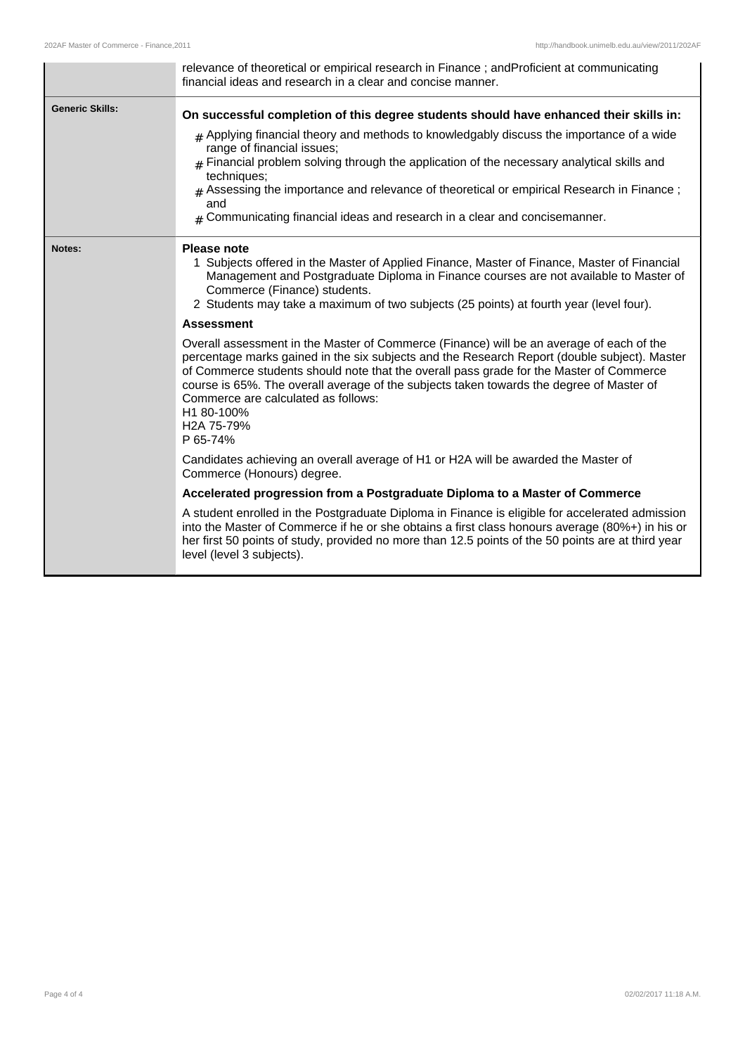| | |
|---|---|
| | relevance of theoretical or empirical research in Finance ; andProficient at communicating financial ideas and research in a clear and concise manner. |
| **Generic Skills:** | **On successful completion of this degree students should have enhanced their skills in:**<br># Applying financial theory and methods to knowledgably discuss the importance of a wide range of financial issues;<br># Financial problem solving through the application of the necessary analytical skills and techniques;<br># Assessing the importance and relevance of theoretical or empirical Research in Finance ; and<br># Communicating financial ideas and research in a clear and concisemanner. |
| **Notes:** | **Please note**<br>1 Subjects offered in the Master of Applied Finance, Master of Finance, Master of Financial Management and Postgraduate Diploma in Finance courses are not available to Master of Commerce (Finance) students.<br>2 Students may take a maximum of two subjects (25 points) at fourth year (level four).<br>**Assessment**<br>Overall assessment in the Master of Commerce (Finance) will be an average of each of the percentage marks gained in the six subjects and the Research Report (double subject). Master of Commerce students should note that the overall pass grade for the Master of Commerce course is 65%. The overall average of the subjects taken towards the degree of Master of Commerce are calculated as follows:<br>H1 80-100%<br>H2A 75-79%<br>P 65-74%<br>Candidates achieving an overall average of H1 or H2A will be awarded the Master of Commerce (Honours) degree.<br>**Accelerated progression from a Postgraduate Diploma to a Master of Commerce**<br>A student enrolled in the Postgraduate Diploma in Finance is eligible for accelerated admission into the Master of Commerce if he or she obtains a first class honours average (80%+) in his or her first 50 points of study, provided no more than 12.5 points of the 50 points are at third year level (level 3 subjects). |